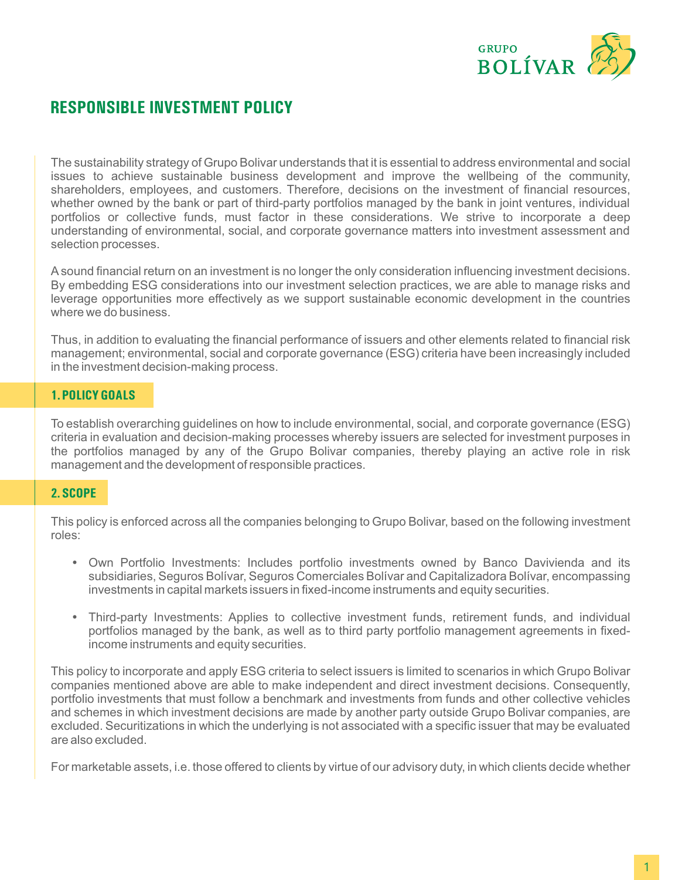# RESPONSIBLE INVESTMENT POLICY

The sustainability strategy of Grupo Bolivar understands that it is essential to address environmental and social issues to achieve sustainable business development and improve the wellbeing of the community, shareholders, employees, and customers. Therefore, decisions on the investment of financial resources, whether owned by the bank or part of third-party portfolios managed by the bank in joint ventures, individual portfolios or collective funds, must factor in these considerations. We strive to incorporate a deep understanding of environmental, social, and corporate governance matters into investment assessment and selection processes.

A sound financial return on an investment is no longer the only consideration influencing investment decisions. By embedding ESG considerations into our investment selection practices, we are able to manage risks and leverage opportunities more effectively as we support sustainable economic development in the countries where we do business.

Thus, in addition to evaluating the financial performance of issuers and other elements related to financial risk management; environmental, social and corporate governance (ESG) criteria have been increasingly included in the investment decision-making process.

## 1. POLICY GOALS

To establish overarching guidelines on how to include environmental, social, and corporate governance (ESG) criteria in evaluation and decision-making processes whereby issuers are selected for investment purposes in the portfolios managed by any of the Grupo Bolivar companies, thereby playing an active role in risk management and the development of responsible practices.

## 2. SCOPE

This policy is enforced across all the companies belonging to Grupo Bolivar, based on the following investment roles:

- Own Portfolio Investments: Includes portfolio investments owned by Banco Davivienda and its subsidiaries, Seguros Bolívar, Seguros Comerciales Bolívar and Capitalizadora Bolívar, encompassing investments in capital markets issuers in fixed-income instruments and equity securities.

- Third-party Investments: Applies to collective investment funds, retirement funds, and individual portfolios managed by the bank, as well as to third party portfolio management agreements in fixed-income instruments and equity securities.

This policy to incorporate and apply ESG criteria to select issuers is limited to scenarios in which Grupo Bolivar companies mentioned above are able to make independent and direct investment decisions. Consequently, portfolio investments that must follow a benchmark and investments from funds and other collective vehicles and schemes in which investment decisions are made by another party outside Grupo Bolivar companies, are excluded. Securitizations in which the underlying is not associated with a specific issuer that may be evaluated are also excluded.

For marketable assets, i.e. those offered to clients by virtue of our advisory duty, in which clients decide whether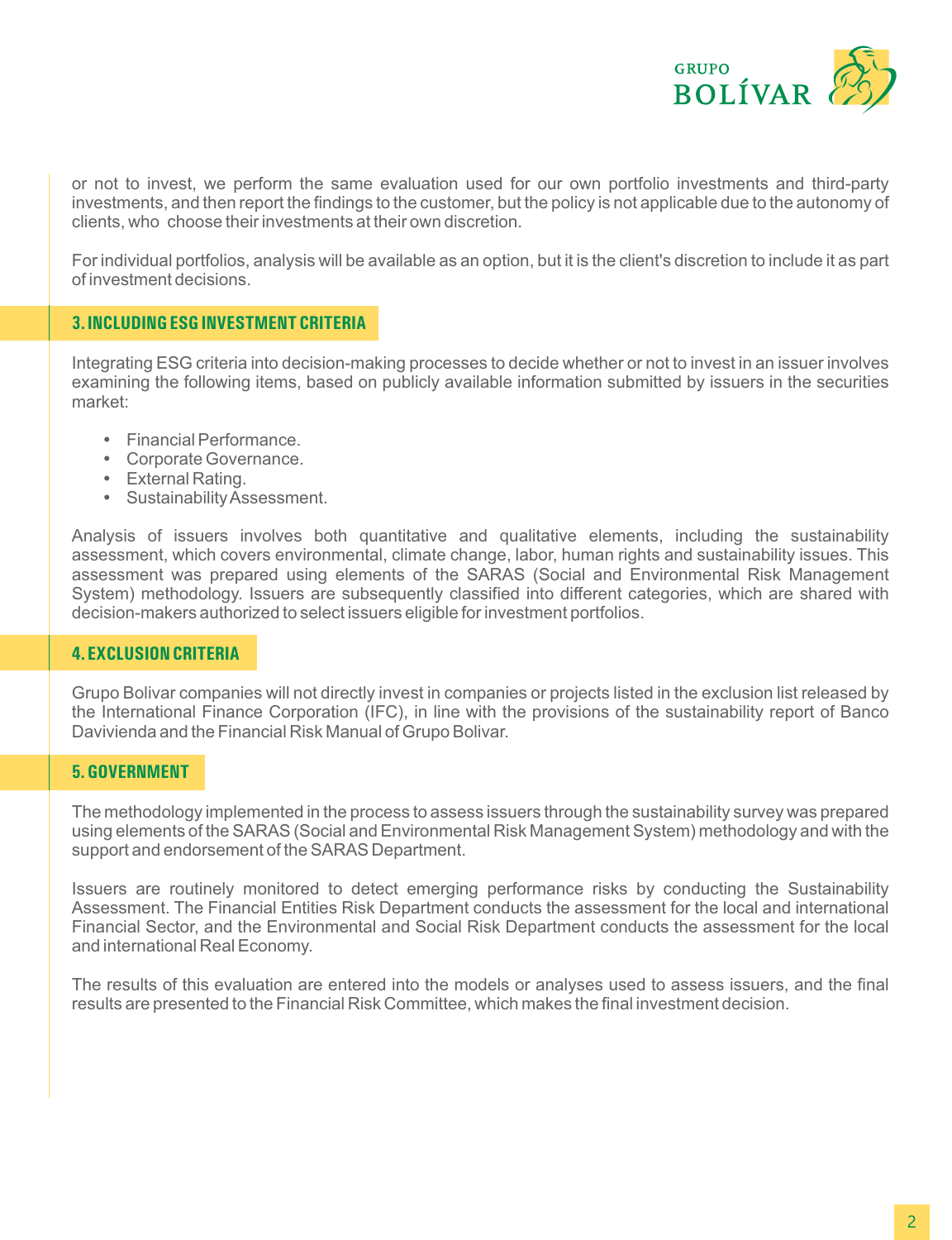or not to invest, we perform the same evaluation used for our own portfolio investments and third-party investments, and then report the findings to the customer, but the policy is not applicable due to the autonomy of clients, who choose their investments at their own discretion.

For individual portfolios, analysis will be available as an option, but it is the client's discretion to include it as part of investment decisions.

## 3. INCLUDING ESG INVESTMENT CRITERIA

Integrating ESG criteria into decision-making processes to decide whether or not to invest in an issuer involves examining the following items, based on publicly available information submitted by issuers in the securities market:

- Financial Performance.
- Corporate Governance.
- External Rating.
- Sustainability Assessment.

Analysis of issuers involves both quantitative and qualitative elements, including the sustainability assessment, which covers environmental, climate change, labor, human rights and sustainability issues. This assessment was prepared using elements of the SARAS (Social and Environmental Risk Management System) methodology. Issuers are subsequently classified into different categories, which are shared with decision-makers authorized to select issuers eligible for investment portfolios.

## 4. EXCLUSION CRITERIA

Grupo Bolivar companies will not directly invest in companies or projects listed in the exclusion list released by the International Finance Corporation (IFC), in line with the provisions of the sustainability report of Banco Davivienda and the Financial Risk Manual of Grupo Bolivar.

## 5. GOVERNMENT

The methodology implemented in the process to assess issuers through the sustainability survey was prepared using elements of the SARAS (Social and Environmental Risk Management System) methodology and with the support and endorsement of the SARAS Department.

Issuers are routinely monitored to detect emerging performance risks by conducting the Sustainability Assessment. The Financial Entities Risk Department conducts the assessment for the local and international Financial Sector, and the Environmental and Social Risk Department conducts the assessment for the local and international Real Economy.

The results of this evaluation are entered into the models or analyses used to assess issuers, and the final results are presented to the Financial Risk Committee, which makes the final investment decision.